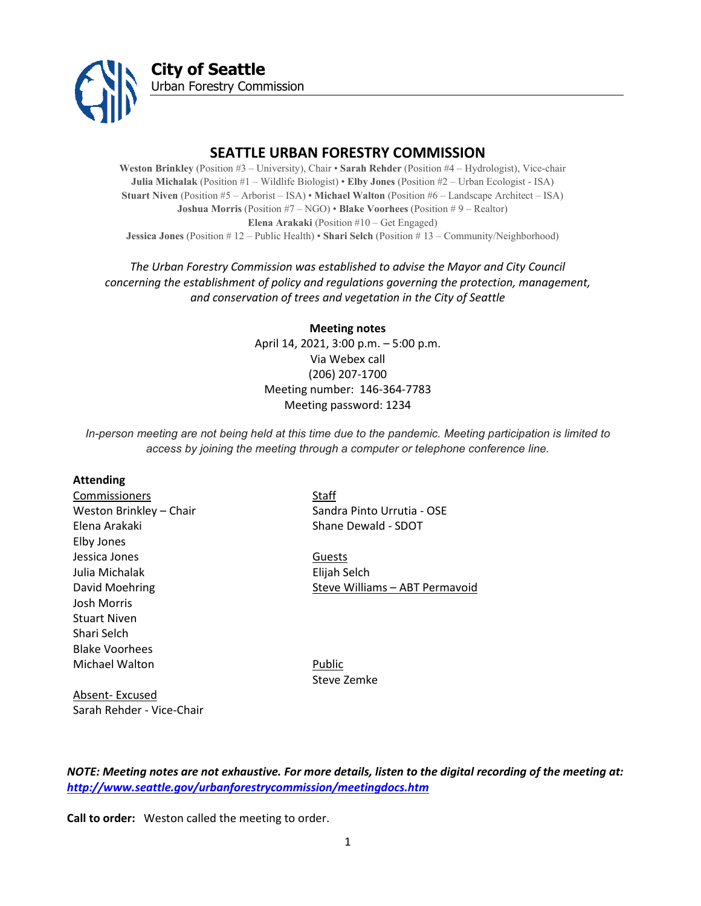**City of Seattle**
Urban Forestry Commission

# SEATTLE URBAN FORESTRY COMMISSION

**Weston Brinkley** (Position #3 – University), Chair • **Sarah Rehder** (Position #4 – Hydrologist), Vice-chair
**Julia Michalak** (Position #1 – Wildlife Biologist) • **Elby Jones** (Position #2 – Urban Ecologist - ISA)
**Stuart Niven** (Position #5 – Arborist – ISA) • **Michael Walton** (Position #6 – Landscape Architect – ISA)
**Joshua Morris** (Position #7 – NGO) • **Blake Voorhees** (Position # 9 – Realtor)
**Elena Arakaki** (Position #10 – Get Engaged)
**Jessica Jones** (Position # 12 – Public Health) • **Shari Selch** (Position # 13 – Community/Neighborhood)

*The Urban Forestry Commission was established to advise the Mayor and City Council concerning the establishment of policy and regulations governing the protection, management, and conservation of trees and vegetation in the City of Seattle*

**Meeting notes**
April 14, 2021, 3:00 p.m. – 5:00 p.m.
Via Webex call
(206) 207-1700
Meeting number: 146-364-7783
Meeting password: 1234

*In-person meeting are not being held at this time due to the pandemic. Meeting participation is limited to access by joining the meeting through a computer or telephone conference line.*

**Attending**

Commissioners
Weston Brinkley – Chair
Elena Arakaki
Elby Jones
Jessica Jones
Julia Michalak
David Moehring
Josh Morris
Stuart Niven
Shari Selch
Blake Voorhees
Michael Walton

Absent- Excused
Sarah Rehder - Vice-Chair

Staff
Sandra Pinto Urrutia - OSE
Shane Dewald - SDOT

Guests
Elijah Selch
Steve Williams – ABT Permavoid

Public
Steve Zemke

***NOTE: Meeting notes are not exhaustive. For more details, listen to the digital recording of the meeting at: http://www.seattle.gov/urbanforestrycommission/meetingdocs.htm***

**Call to order:** Weston called the meeting to order.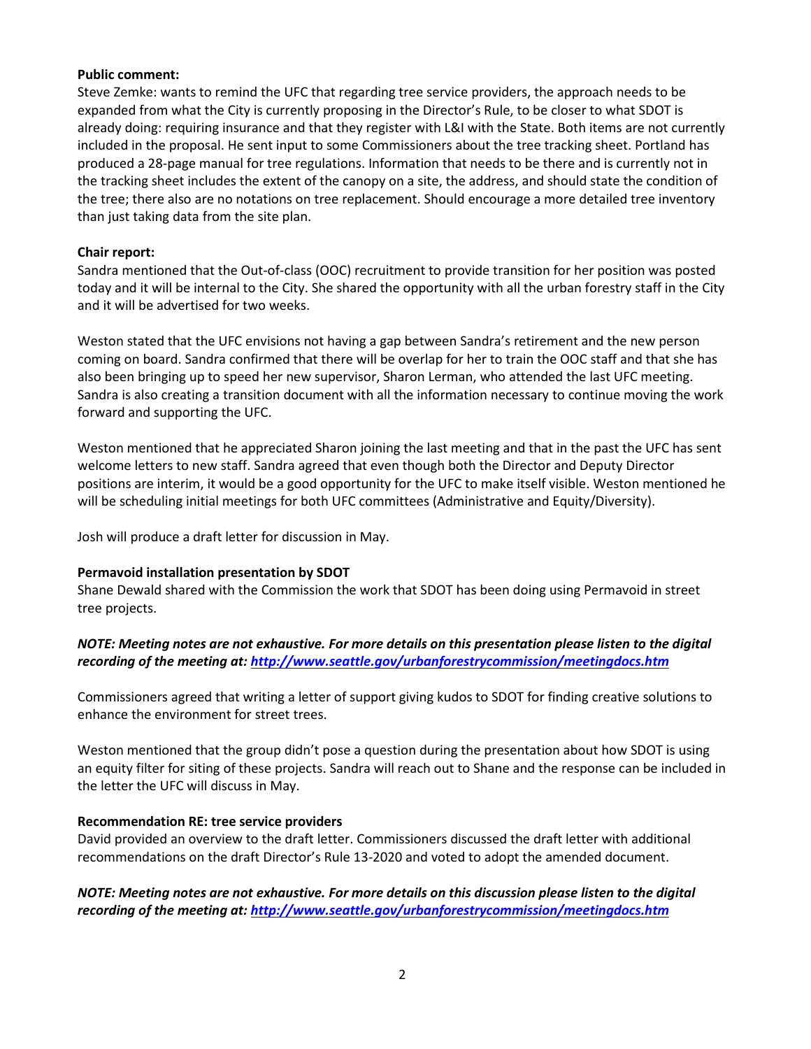**Public comment:**
Steve Zemke: wants to remind the UFC that regarding tree service providers, the approach needs to be expanded from what the City is currently proposing in the Director's Rule, to be closer to what SDOT is already doing: requiring insurance and that they register with L&I with the State. Both items are not currently included in the proposal. He sent input to some Commissioners about the tree tracking sheet. Portland has produced a 28-page manual for tree regulations. Information that needs to be there and is currently not in the tracking sheet includes the extent of the canopy on a site, the address, and should state the condition of the tree; there also are no notations on tree replacement. Should encourage a more detailed tree inventory than just taking data from the site plan.

**Chair report:**
Sandra mentioned that the Out-of-class (OOC) recruitment to provide transition for her position was posted today and it will be internal to the City. She shared the opportunity with all the urban forestry staff in the City and it will be advertised for two weeks.

Weston stated that the UFC envisions not having a gap between Sandra's retirement and the new person coming on board. Sandra confirmed that there will be overlap for her to train the OOC staff and that she has also been bringing up to speed her new supervisor, Sharon Lerman, who attended the last UFC meeting. Sandra is also creating a transition document with all the information necessary to continue moving the work forward and supporting the UFC.

Weston mentioned that he appreciated Sharon joining the last meeting and that in the past the UFC has sent welcome letters to new staff. Sandra agreed that even though both the Director and Deputy Director positions are interim, it would be a good opportunity for the UFC to make itself visible. Weston mentioned he will be scheduling initial meetings for both UFC committees (Administrative and Equity/Diversity).

Josh will produce a draft letter for discussion in May.

**Permavoid installation presentation by SDOT**
Shane Dewald shared with the Commission the work that SDOT has been doing using Permavoid in street tree projects.

***NOTE: Meeting notes are not exhaustive. For more details on this presentation please listen to the digital recording of the meeting at: http://www.seattle.gov/urbanforestrycommission/meetingdocs.htm***

Commissioners agreed that writing a letter of support giving kudos to SDOT for finding creative solutions to enhance the environment for street trees.

Weston mentioned that the group didn't pose a question during the presentation about how SDOT is using an equity filter for siting of these projects. Sandra will reach out to Shane and the response can be included in the letter the UFC will discuss in May.

**Recommendation RE: tree service providers**
David provided an overview to the draft letter. Commissioners discussed the draft letter with additional recommendations on the draft Director's Rule 13-2020 and voted to adopt the amended document.

***NOTE: Meeting notes are not exhaustive. For more details on this discussion please listen to the digital recording of the meeting at: http://www.seattle.gov/urbanforestrycommission/meetingdocs.htm***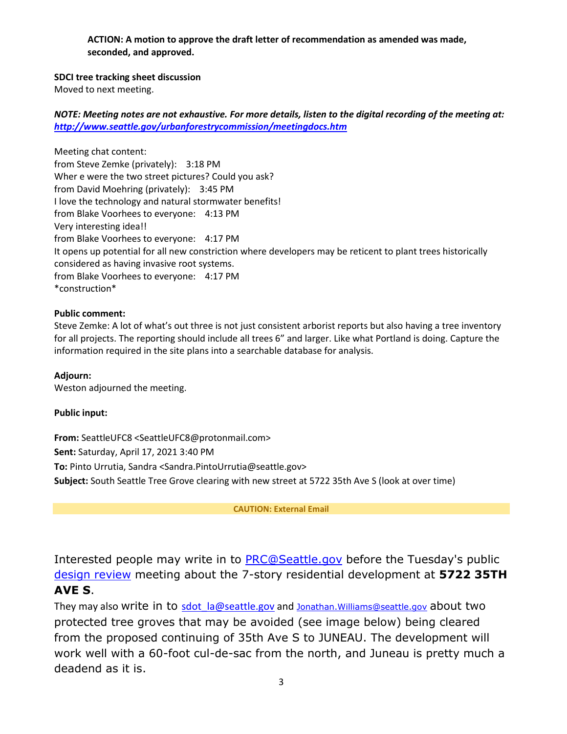**ACTION: A motion to approve the draft letter of recommendation as amended was made, seconded, and approved.**

**SDCI tree tracking sheet discussion**
Moved to next meeting.

***NOTE: Meeting notes are not exhaustive. For more details, listen to the digital recording of the meeting at: http://www.seattle.gov/urbanforestrycommission/meetingdocs.htm***

Meeting chat content:
from Steve Zemke (privately): 3:18 PM
Wher e were the two street pictures? Could you ask?
from David Moehring (privately): 3:45 PM
I love the technology and natural stormwater benefits!
from Blake Voorhees to everyone: 4:13 PM
Very interesting idea!!
from Blake Voorhees to everyone: 4:17 PM
It opens up potential for all new constriction where developers may be reticent to plant trees historically considered as having invasive root systems.
from Blake Voorhees to everyone: 4:17 PM
*construction*

**Public comment:**
Steve Zemke: A lot of what's out three is not just consistent arborist reports but also having a tree inventory for all projects. The reporting should include all trees 6" and larger. Like what Portland is doing. Capture the information required in the site plans into a searchable database for analysis.

**Adjourn:**
Weston adjourned the meeting.

**Public input:**

**From:** SeattleUFC8 <SeattleUFC8@protonmail.com>
**Sent:** Saturday, April 17, 2021 3:40 PM
**To:** Pinto Urrutia, Sandra <Sandra.PintoUrrutia@seattle.gov>
**Subject:** South Seattle Tree Grove clearing with new street at 5722 35th Ave S (look at over time)

**CAUTION: External Email**

Interested people may write in to PRC@Seattle.gov before the Tuesday's public design review meeting about the 7-story residential development at **5722 35TH AVE S**.

They may also write in to sdot_la@seattle.gov and Jonathan.Williams@seattle.gov about two protected tree groves that may be avoided (see image below) being cleared from the proposed continuing of 35th Ave S to JUNEAU. The development will work well with a 60-foot cul-de-sac from the north, and Juneau is pretty much a deadend as it is.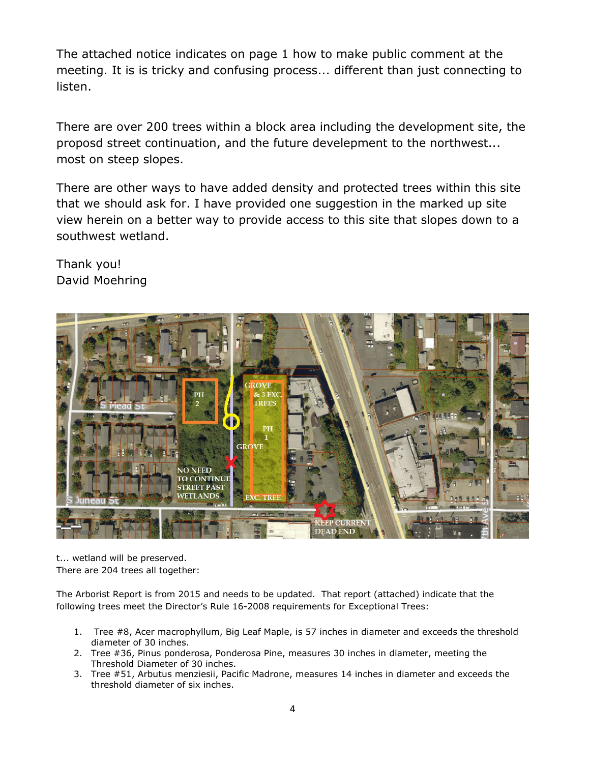The attached notice indicates on page 1 how to make public comment at the meeting. It is is tricky and confusing process... different than just connecting to listen.

There are over 200 trees within a block area including the development site, the proposd street continuation, and the future develepment to the northwest... most on steep slopes.

There are other ways to have added density and protected trees within this site that we should ask for. I have provided one suggestion in the marked up site view herein on a better way to provide access to this site that slopes down to a southwest wetland.

Thank you!
David Moehring

t... wetland will be preserved.
There are 204 trees all together:

The Arborist Report is from 2015 and needs to be updated. That report (attached) indicate that the following trees meet the Director's Rule 16-2008 requirements for Exceptional Trees:

1. Tree #8, Acer macrophyllum, Big Leaf Maple, is 57 inches in diameter and exceeds the threshold diameter of 30 inches.
2. Tree #36, Pinus ponderosa, Ponderosa Pine, measures 30 inches in diameter, meeting the Threshold Diameter of 30 inches.
3. Tree #51, Arbutus menziesii, Pacific Madrone, measures 14 inches in diameter and exceeds the threshold diameter of six inches.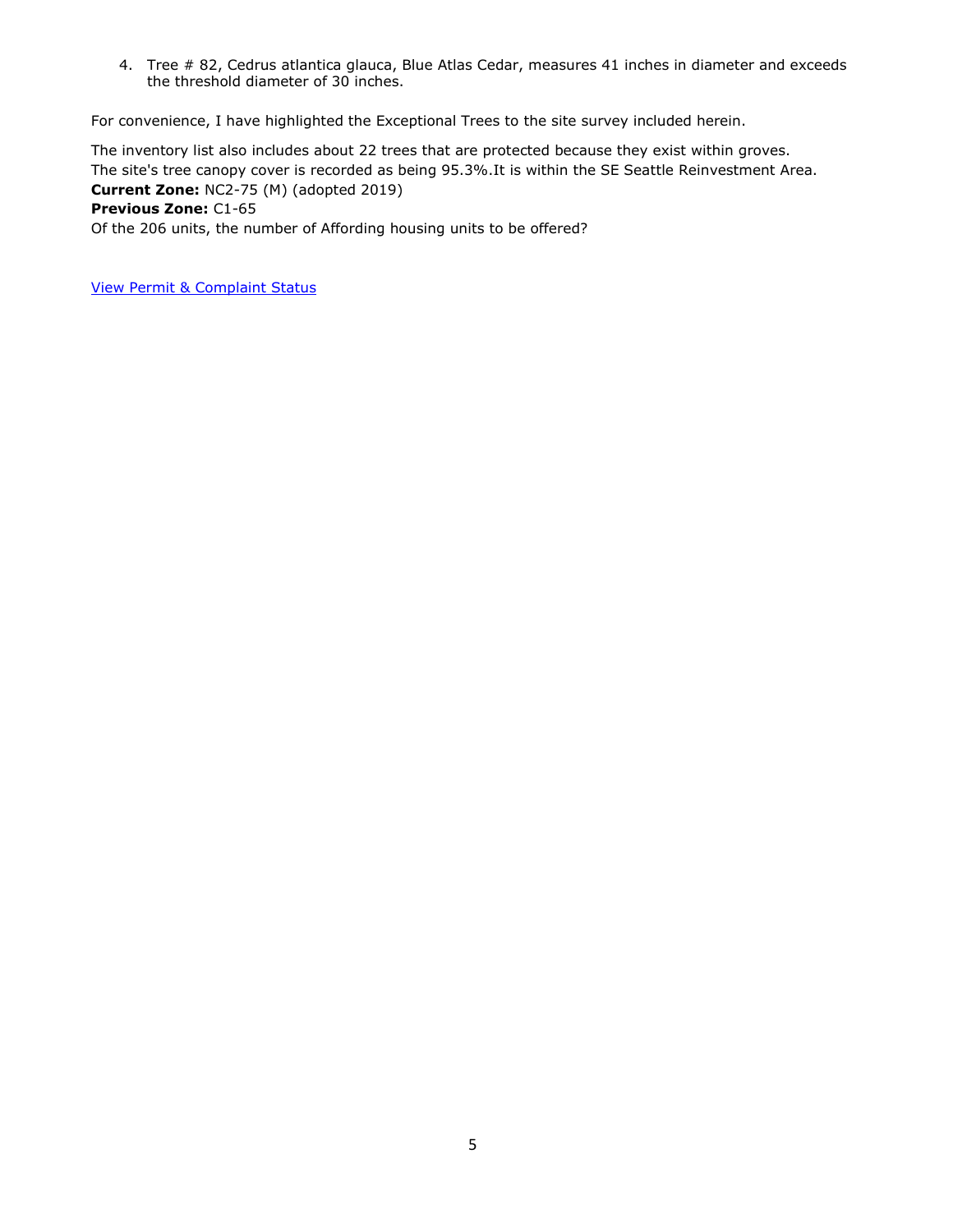4. Tree # 82, Cedrus atlantica glauca, Blue Atlas Cedar, measures 41 inches in diameter and exceeds the threshold diameter of 30 inches.

For convenience, I have highlighted the Exceptional Trees to the site survey included herein.

The inventory list also includes about 22 trees that are protected because they exist within groves.
The site's tree canopy cover is recorded as being 95.3%.It is within the SE Seattle Reinvestment Area.
**Current Zone:** NC2-75 (M) (adopted 2019)
**Previous Zone:** C1-65
Of the 206 units, the number of Affording housing units to be offered?

View Permit & Complaint Status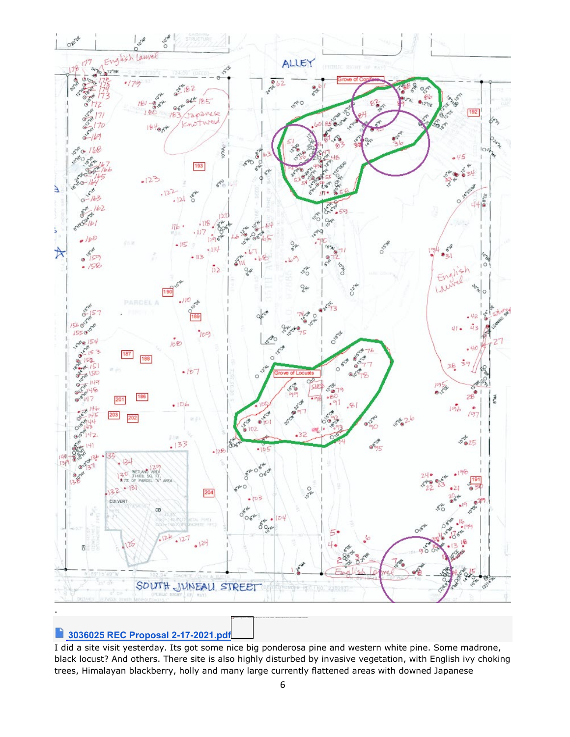.

3036025 REC Proposal 2-17-2021.pdf

I did a site visit yesterday. Its got some nice big ponderosa pine and western white pine. Some madrone, black locust? And others. There site is also highly disturbed by invasive vegetation, with English ivy choking trees, Himalayan blackberry, holly and many large currently flattened areas with downed Japanese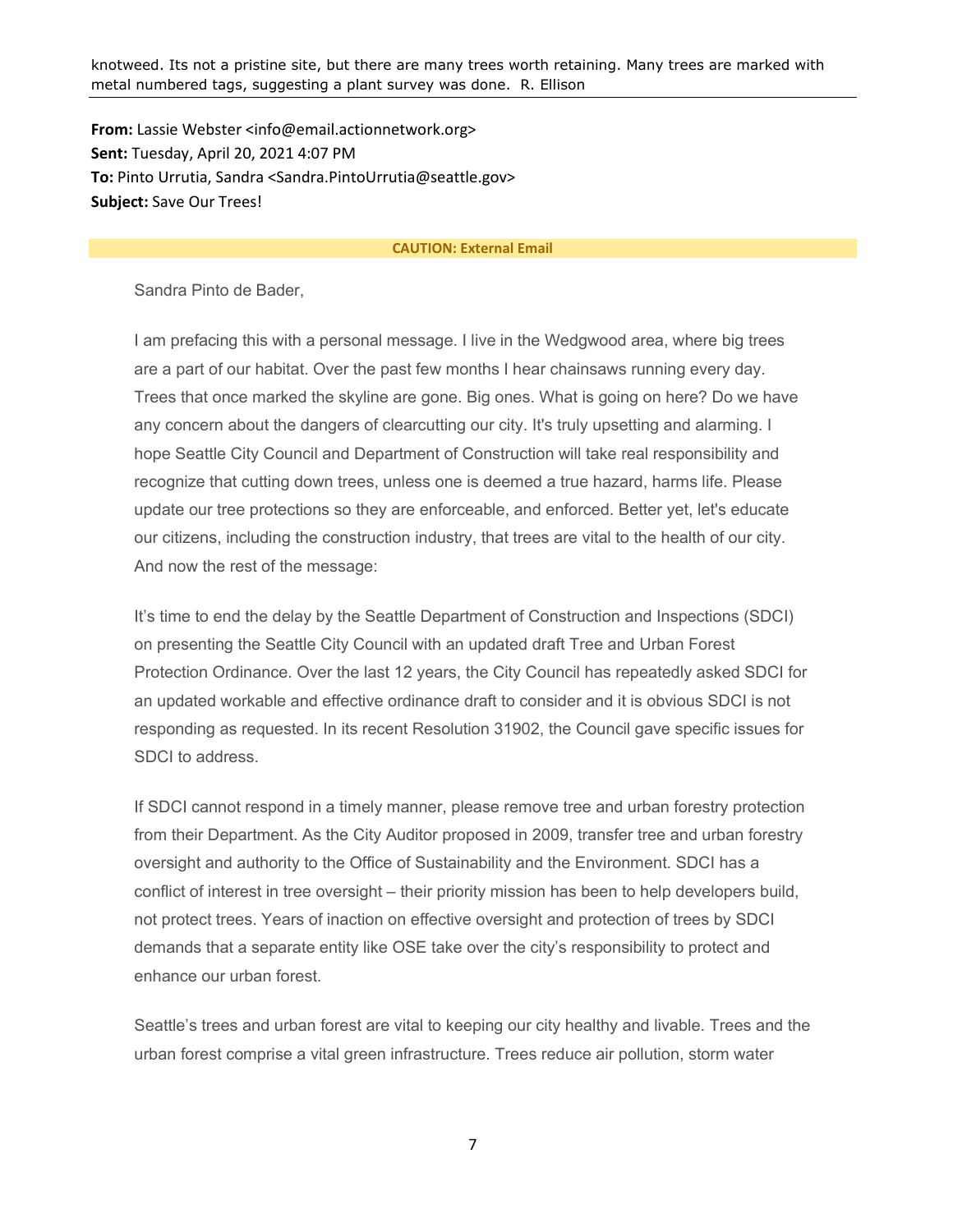knotweed. Its not a pristine site, but there are many trees worth retaining. Many trees are marked with metal numbered tags, suggesting a plant survey was done. R. Ellison

---

**From:** Lassie Webster <info@email.actionnetwork.org>
**Sent:** Tuesday, April 20, 2021 4:07 PM
**To:** Pinto Urrutia, Sandra <Sandra.PintoUrrutia@seattle.gov>
**Subject:** Save Our Trees!

**CAUTION: External Email**

Sandra Pinto de Bader,

I am prefacing this with a personal message. I live in the Wedgwood area, where big trees are a part of our habitat. Over the past few months I hear chainsaws running every day. Trees that once marked the skyline are gone. Big ones. What is going on here? Do we have any concern about the dangers of clearcutting our city. It's truly upsetting and alarming. I hope Seattle City Council and Department of Construction will take real responsibility and recognize that cutting down trees, unless one is deemed a true hazard, harms life. Please update our tree protections so they are enforceable, and enforced. Better yet, let's educate our citizens, including the construction industry, that trees are vital to the health of our city. And now the rest of the message:

It's time to end the delay by the Seattle Department of Construction and Inspections (SDCI) on presenting the Seattle City Council with an updated draft Tree and Urban Forest Protection Ordinance. Over the last 12 years, the City Council has repeatedly asked SDCI for an updated workable and effective ordinance draft to consider and it is obvious SDCI is not responding as requested. In its recent Resolution 31902, the Council gave specific issues for SDCI to address.

If SDCI cannot respond in a timely manner, please remove tree and urban forestry protection from their Department. As the City Auditor proposed in 2009, transfer tree and urban forestry oversight and authority to the Office of Sustainability and the Environment. SDCI has a conflict of interest in tree oversight – their priority mission has been to help developers build, not protect trees. Years of inaction on effective oversight and protection of trees by SDCI demands that a separate entity like OSE take over the city's responsibility to protect and enhance our urban forest.

Seattle's trees and urban forest are vital to keeping our city healthy and livable. Trees and the urban forest comprise a vital green infrastructure. Trees reduce air pollution, storm water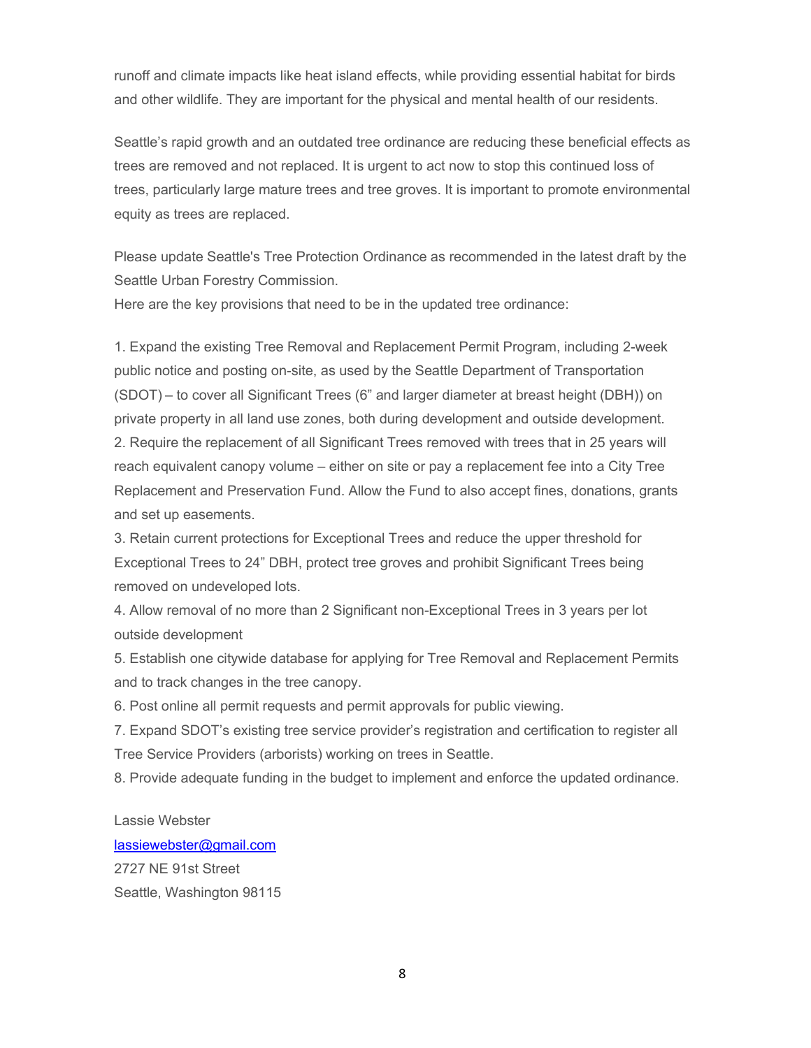runoff and climate impacts like heat island effects, while providing essential habitat for birds and other wildlife. They are important for the physical and mental health of our residents.

Seattle's rapid growth and an outdated tree ordinance are reducing these beneficial effects as trees are removed and not replaced. It is urgent to act now to stop this continued loss of trees, particularly large mature trees and tree groves. It is important to promote environmental equity as trees are replaced.

Please update Seattle's Tree Protection Ordinance as recommended in the latest draft by the Seattle Urban Forestry Commission.
Here are the key provisions that need to be in the updated tree ordinance:

1. Expand the existing Tree Removal and Replacement Permit Program, including 2-week public notice and posting on-site, as used by the Seattle Department of Transportation (SDOT) – to cover all Significant Trees (6" and larger diameter at breast height (DBH)) on private property in all land use zones, both during development and outside development.
2. Require the replacement of all Significant Trees removed with trees that in 25 years will reach equivalent canopy volume – either on site or pay a replacement fee into a City Tree Replacement and Preservation Fund. Allow the Fund to also accept fines, donations, grants and set up easements.
3. Retain current protections for Exceptional Trees and reduce the upper threshold for Exceptional Trees to 24" DBH, protect tree groves and prohibit Significant Trees being removed on undeveloped lots.
4. Allow removal of no more than 2 Significant non-Exceptional Trees in 3 years per lot outside development
5. Establish one citywide database for applying for Tree Removal and Replacement Permits and to track changes in the tree canopy.
6. Post online all permit requests and permit approvals for public viewing.
7. Expand SDOT's existing tree service provider's registration and certification to register all Tree Service Providers (arborists) working on trees in Seattle.
8. Provide adequate funding in the budget to implement and enforce the updated ordinance.

Lassie Webster
lassiewebster@gmail.com
2727 NE 91st Street
Seattle, Washington 98115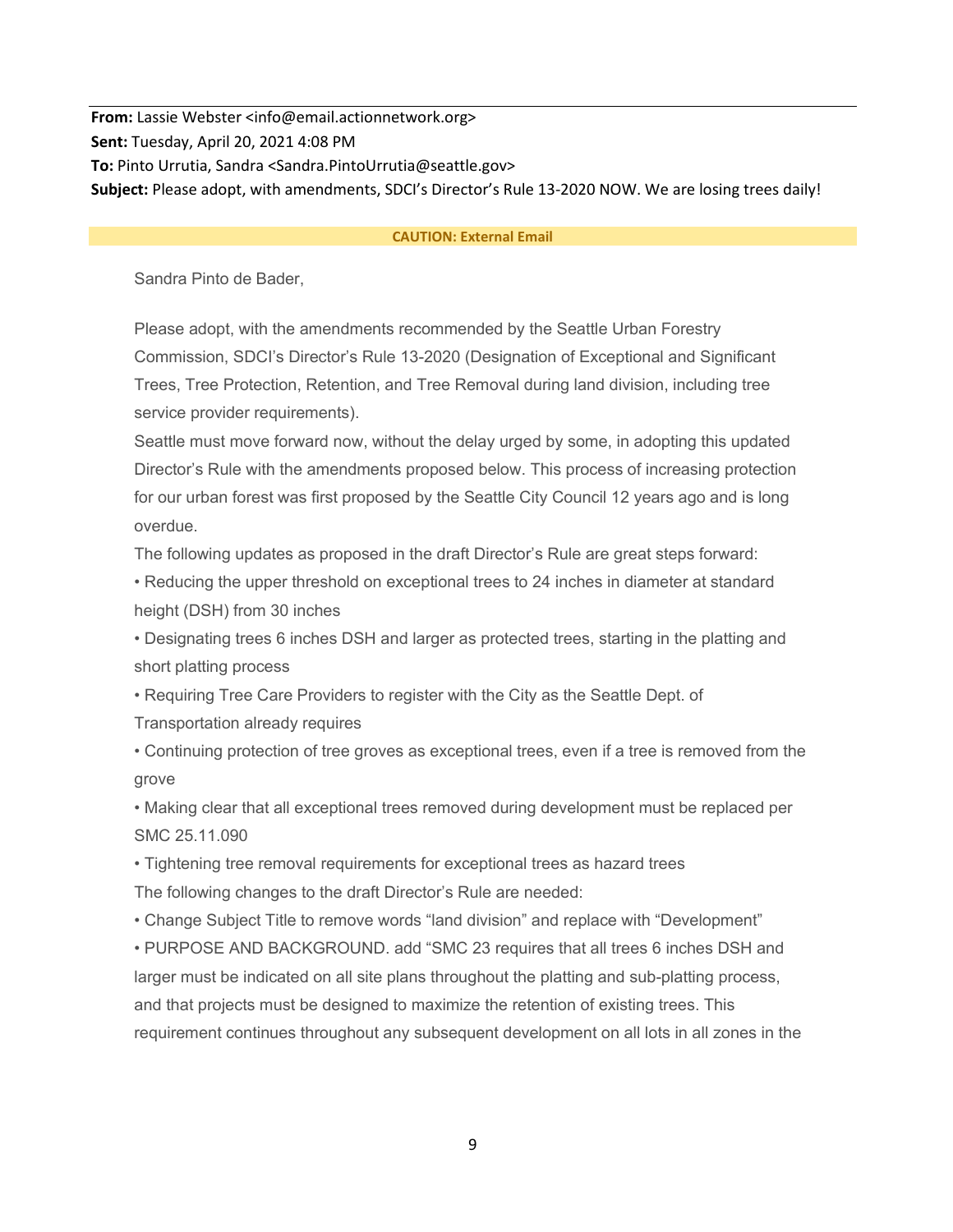**From:** Lassie Webster <info@email.actionnetwork.org>
**Sent:** Tuesday, April 20, 2021 4:08 PM
**To:** Pinto Urrutia, Sandra <Sandra.PintoUrrutia@seattle.gov>
**Subject:** Please adopt, with amendments, SDCI's Director's Rule 13-2020 NOW. We are losing trees daily!

**CAUTION: External Email**

Sandra Pinto de Bader,

Please adopt, with the amendments recommended by the Seattle Urban Forestry Commission, SDCI's Director's Rule 13-2020 (Designation of Exceptional and Significant Trees, Tree Protection, Retention, and Tree Removal during land division, including tree service provider requirements).

Seattle must move forward now, without the delay urged by some, in adopting this updated Director's Rule with the amendments proposed below. This process of increasing protection for our urban forest was first proposed by the Seattle City Council 12 years ago and is long overdue.

The following updates as proposed in the draft Director's Rule are great steps forward:

• Reducing the upper threshold on exceptional trees to 24 inches in diameter at standard height (DSH) from 30 inches

• Designating trees 6 inches DSH and larger as protected trees, starting in the platting and short platting process

• Requiring Tree Care Providers to register with the City as the Seattle Dept. of Transportation already requires

• Continuing protection of tree groves as exceptional trees, even if a tree is removed from the grove

• Making clear that all exceptional trees removed during development must be replaced per SMC 25.11.090

• Tightening tree removal requirements for exceptional trees as hazard trees

The following changes to the draft Director's Rule are needed:

• Change Subject Title to remove words "land division" and replace with "Development"

• PURPOSE AND BACKGROUND. add "SMC 23 requires that all trees 6 inches DSH and larger must be indicated on all site plans throughout the platting and sub-platting process, and that projects must be designed to maximize the retention of existing trees. This requirement continues throughout any subsequent development on all lots in all zones in the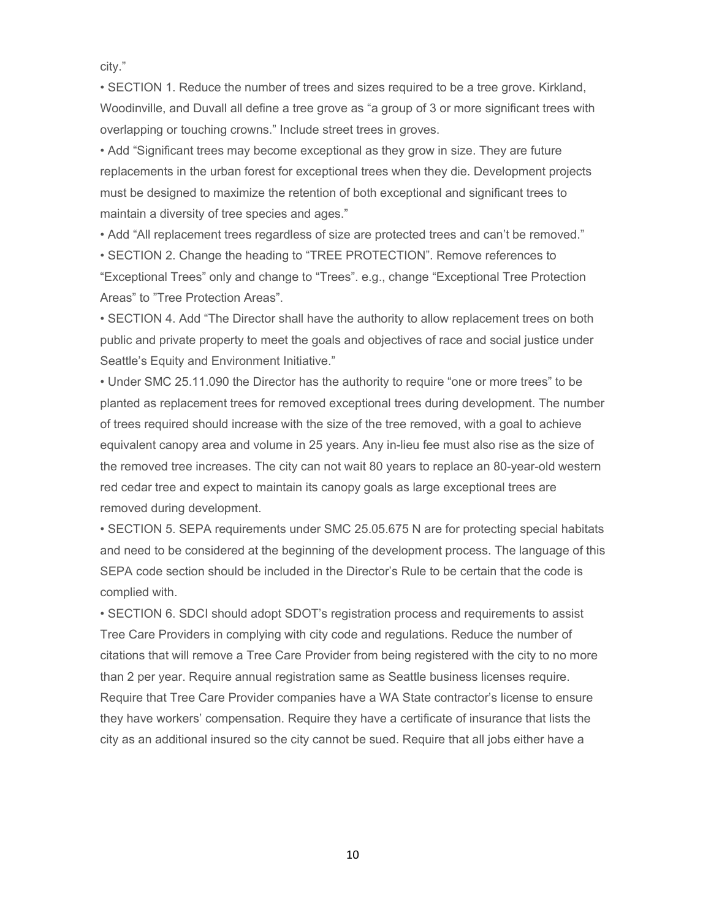city."

- SECTION 1. Reduce the number of trees and sizes required to be a tree grove. Kirkland, Woodinville, and Duvall all define a tree grove as "a group of 3 or more significant trees with overlapping or touching crowns." Include street trees in groves.
- Add "Significant trees may become exceptional as they grow in size. They are future replacements in the urban forest for exceptional trees when they die. Development projects must be designed to maximize the retention of both exceptional and significant trees to maintain a diversity of tree species and ages."
- Add "All replacement trees regardless of size are protected trees and can't be removed."
- SECTION 2. Change the heading to "TREE PROTECTION". Remove references to "Exceptional Trees" only and change to "Trees". e.g., change "Exceptional Tree Protection Areas" to "Tree Protection Areas".
- SECTION 4. Add "The Director shall have the authority to allow replacement trees on both public and private property to meet the goals and objectives of race and social justice under Seattle's Equity and Environment Initiative."
- Under SMC 25.11.090 the Director has the authority to require "one or more trees" to be planted as replacement trees for removed exceptional trees during development. The number of trees required should increase with the size of the tree removed, with a goal to achieve equivalent canopy area and volume in 25 years. Any in-lieu fee must also rise as the size of the removed tree increases. The city can not wait 80 years to replace an 80-year-old western red cedar tree and expect to maintain its canopy goals as large exceptional trees are removed during development.
- SECTION 5. SEPA requirements under SMC 25.05.675 N are for protecting special habitats and need to be considered at the beginning of the development process. The language of this SEPA code section should be included in the Director's Rule to be certain that the code is complied with.
- SECTION 6. SDCI should adopt SDOT's registration process and requirements to assist Tree Care Providers in complying with city code and regulations. Reduce the number of citations that will remove a Tree Care Provider from being registered with the city to no more than 2 per year. Require annual registration same as Seattle business licenses require. Require that Tree Care Provider companies have a WA State contractor's license to ensure they have workers' compensation. Require they have a certificate of insurance that lists the city as an additional insured so the city cannot be sued. Require that all jobs either have a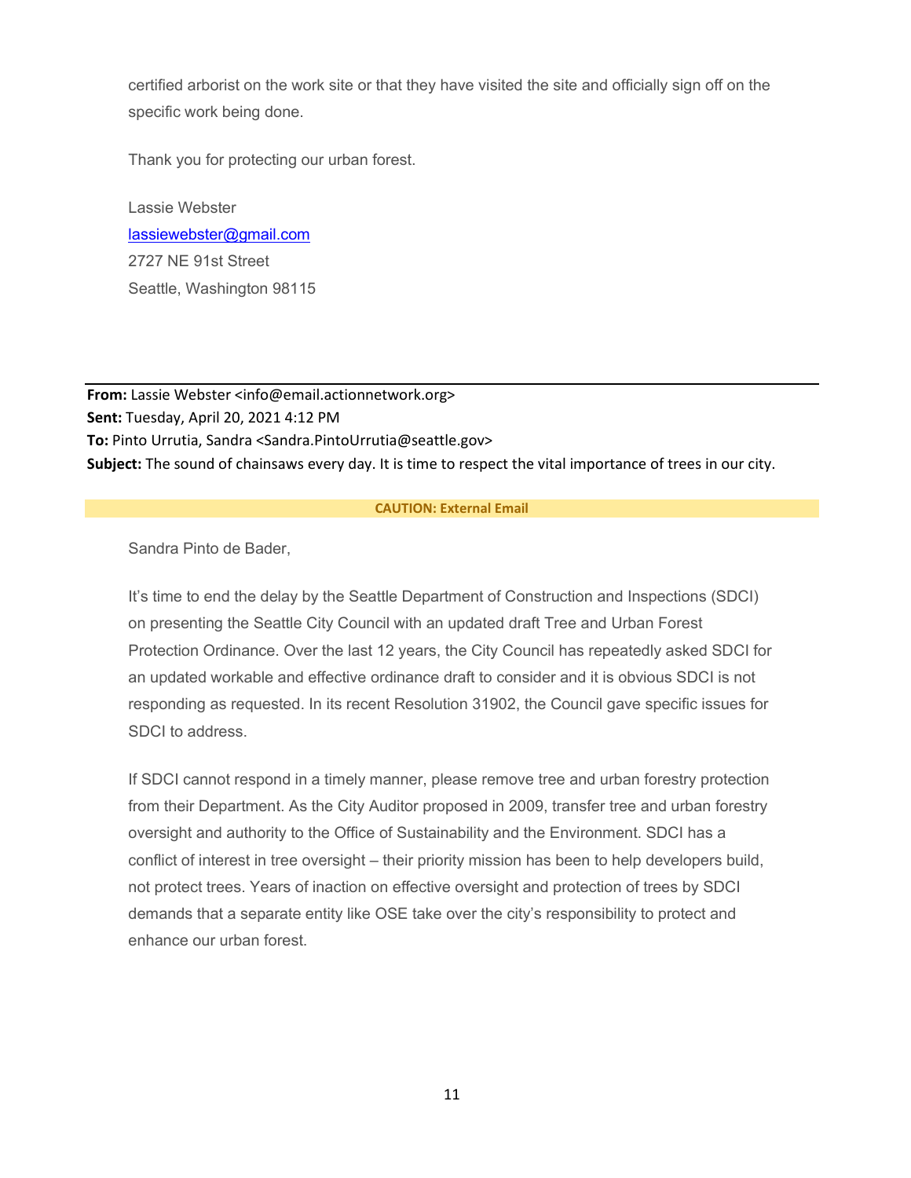certified arborist on the work site or that they have visited the site and officially sign off on the specific work being done.

Thank you for protecting our urban forest.

Lassie Webster
lassiewebster@gmail.com
2727 NE 91st Street
Seattle, Washington 98115

---

**From:** Lassie Webster <info@email.actionnetwork.org>
**Sent:** Tuesday, April 20, 2021 4:12 PM
**To:** Pinto Urrutia, Sandra <Sandra.PintoUrrutia@seattle.gov>
**Subject:** The sound of chainsaws every day. It is time to respect the vital importance of trees in our city.

**CAUTION: External Email**

Sandra Pinto de Bader,

It's time to end the delay by the Seattle Department of Construction and Inspections (SDCI) on presenting the Seattle City Council with an updated draft Tree and Urban Forest Protection Ordinance. Over the last 12 years, the City Council has repeatedly asked SDCI for an updated workable and effective ordinance draft to consider and it is obvious SDCI is not responding as requested. In its recent Resolution 31902, the Council gave specific issues for SDCI to address.

If SDCI cannot respond in a timely manner, please remove tree and urban forestry protection from their Department. As the City Auditor proposed in 2009, transfer tree and urban forestry oversight and authority to the Office of Sustainability and the Environment. SDCI has a conflict of interest in tree oversight – their priority mission has been to help developers build, not protect trees. Years of inaction on effective oversight and protection of trees by SDCI demands that a separate entity like OSE take over the city's responsibility to protect and enhance our urban forest.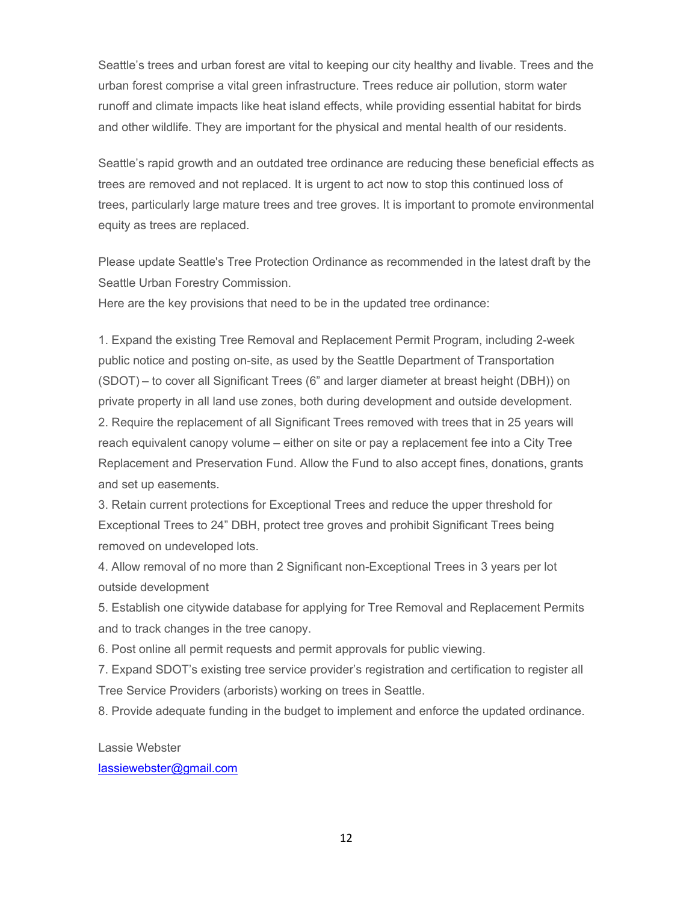Seattle's trees and urban forest are vital to keeping our city healthy and livable. Trees and the urban forest comprise a vital green infrastructure. Trees reduce air pollution, storm water runoff and climate impacts like heat island effects, while providing essential habitat for birds and other wildlife. They are important for the physical and mental health of our residents.

Seattle's rapid growth and an outdated tree ordinance are reducing these beneficial effects as trees are removed and not replaced. It is urgent to act now to stop this continued loss of trees, particularly large mature trees and tree groves. It is important to promote environmental equity as trees are replaced.

Please update Seattle's Tree Protection Ordinance as recommended in the latest draft by the Seattle Urban Forestry Commission.
Here are the key provisions that need to be in the updated tree ordinance:

1. Expand the existing Tree Removal and Replacement Permit Program, including 2-week public notice and posting on-site, as used by the Seattle Department of Transportation (SDOT) – to cover all Significant Trees (6" and larger diameter at breast height (DBH)) on private property in all land use zones, both during development and outside development.
2. Require the replacement of all Significant Trees removed with trees that in 25 years will reach equivalent canopy volume – either on site or pay a replacement fee into a City Tree Replacement and Preservation Fund. Allow the Fund to also accept fines, donations, grants and set up easements.
3. Retain current protections for Exceptional Trees and reduce the upper threshold for Exceptional Trees to 24" DBH, protect tree groves and prohibit Significant Trees being removed on undeveloped lots.
4. Allow removal of no more than 2 Significant non-Exceptional Trees in 3 years per lot outside development
5. Establish one citywide database for applying for Tree Removal and Replacement Permits and to track changes in the tree canopy.
6. Post online all permit requests and permit approvals for public viewing.
7. Expand SDOT's existing tree service provider's registration and certification to register all Tree Service Providers (arborists) working on trees in Seattle.
8. Provide adequate funding in the budget to implement and enforce the updated ordinance.

Lassie Webster
lassiewebster@gmail.com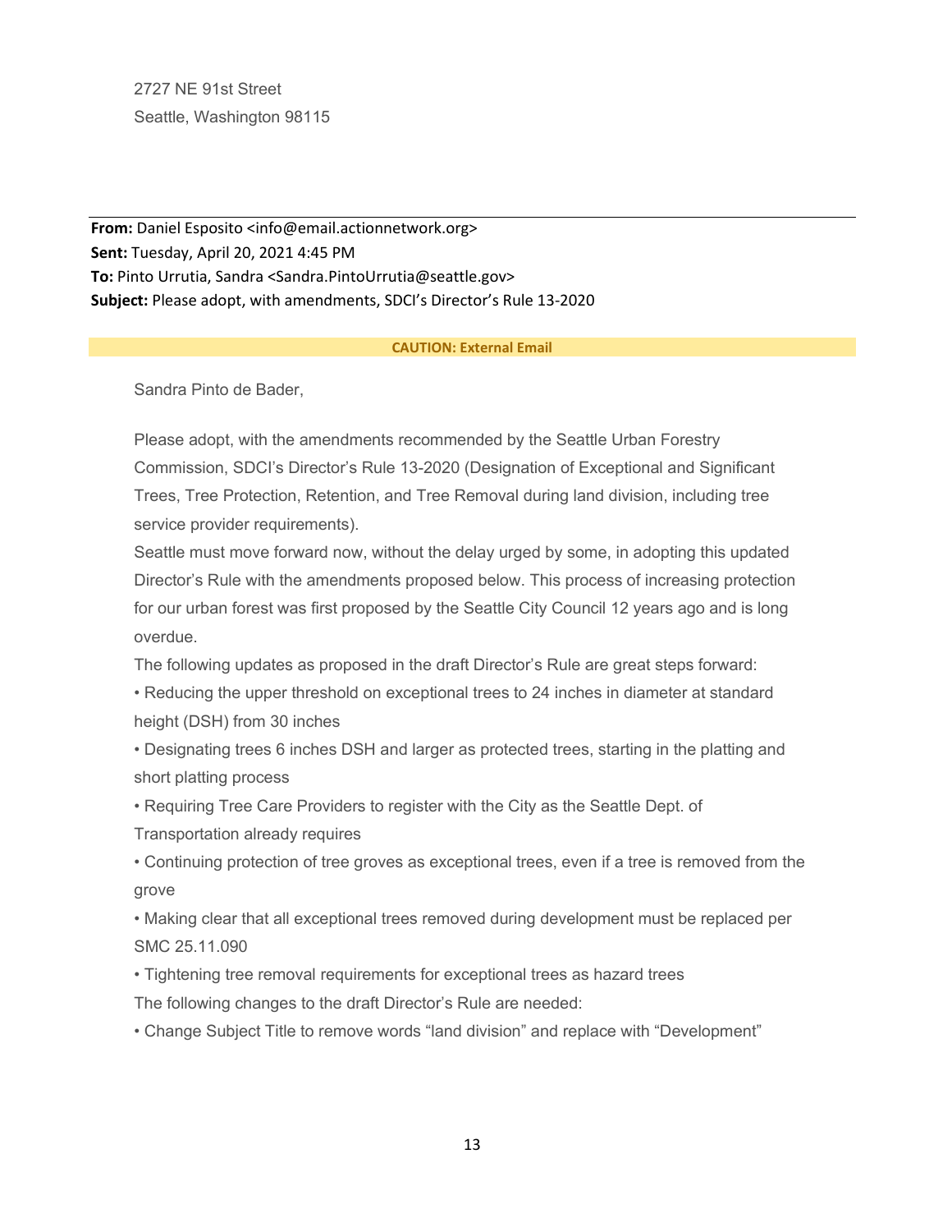2727 NE 91st Street

Seattle, Washington 98115

---

**From:** Daniel Esposito <info@email.actionnetwork.org>
**Sent:** Tuesday, April 20, 2021 4:45 PM
**To:** Pinto Urrutia, Sandra <Sandra.PintoUrrutia@seattle.gov>
**Subject:** Please adopt, with amendments, SDCI's Director's Rule 13-2020

**CAUTION: External Email**

Sandra Pinto de Bader,

Please adopt, with the amendments recommended by the Seattle Urban Forestry Commission, SDCI's Director's Rule 13-2020 (Designation of Exceptional and Significant Trees, Tree Protection, Retention, and Tree Removal during land division, including tree service provider requirements).

Seattle must move forward now, without the delay urged by some, in adopting this updated Director's Rule with the amendments proposed below. This process of increasing protection for our urban forest was first proposed by the Seattle City Council 12 years ago and is long overdue.

The following updates as proposed in the draft Director's Rule are great steps forward:

- Reducing the upper threshold on exceptional trees to 24 inches in diameter at standard height (DSH) from 30 inches
- Designating trees 6 inches DSH and larger as protected trees, starting in the platting and short platting process
- Requiring Tree Care Providers to register with the City as the Seattle Dept. of Transportation already requires
- Continuing protection of tree groves as exceptional trees, even if a tree is removed from the grove
- Making clear that all exceptional trees removed during development must be replaced per SMC 25.11.090
- Tightening tree removal requirements for exceptional trees as hazard trees

The following changes to the draft Director's Rule are needed:

- Change Subject Title to remove words "land division" and replace with "Development"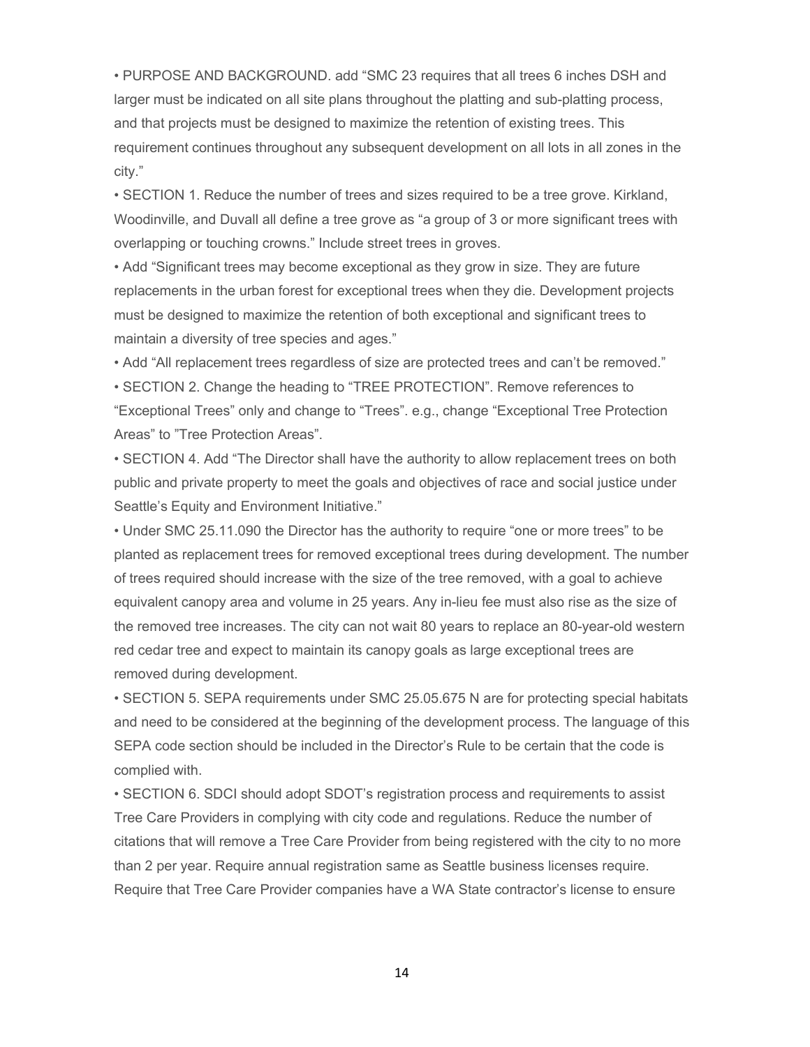- PURPOSE AND BACKGROUND. add "SMC 23 requires that all trees 6 inches DSH and larger must be indicated on all site plans throughout the platting and sub-platting process, and that projects must be designed to maximize the retention of existing trees. This requirement continues throughout any subsequent development on all lots in all zones in the city."
- SECTION 1. Reduce the number of trees and sizes required to be a tree grove. Kirkland, Woodinville, and Duvall all define a tree grove as "a group of 3 or more significant trees with overlapping or touching crowns." Include street trees in groves.
- Add "Significant trees may become exceptional as they grow in size. They are future replacements in the urban forest for exceptional trees when they die. Development projects must be designed to maximize the retention of both exceptional and significant trees to maintain a diversity of tree species and ages."
- Add "All replacement trees regardless of size are protected trees and can't be removed."
- SECTION 2. Change the heading to "TREE PROTECTION". Remove references to "Exceptional Trees" only and change to "Trees". e.g., change "Exceptional Tree Protection Areas" to "Tree Protection Areas".
- SECTION 4. Add "The Director shall have the authority to allow replacement trees on both public and private property to meet the goals and objectives of race and social justice under Seattle's Equity and Environment Initiative."
- Under SMC 25.11.090 the Director has the authority to require "one or more trees" to be planted as replacement trees for removed exceptional trees during development. The number of trees required should increase with the size of the tree removed, with a goal to achieve equivalent canopy area and volume in 25 years. Any in-lieu fee must also rise as the size of the removed tree increases. The city can not wait 80 years to replace an 80-year-old western red cedar tree and expect to maintain its canopy goals as large exceptional trees are removed during development.
- SECTION 5. SEPA requirements under SMC 25.05.675 N are for protecting special habitats and need to be considered at the beginning of the development process. The language of this SEPA code section should be included in the Director's Rule to be certain that the code is complied with.
- SECTION 6. SDCI should adopt SDOT's registration process and requirements to assist Tree Care Providers in complying with city code and regulations. Reduce the number of citations that will remove a Tree Care Provider from being registered with the city to no more than 2 per year. Require annual registration same as Seattle business licenses require. Require that Tree Care Provider companies have a WA State contractor's license to ensure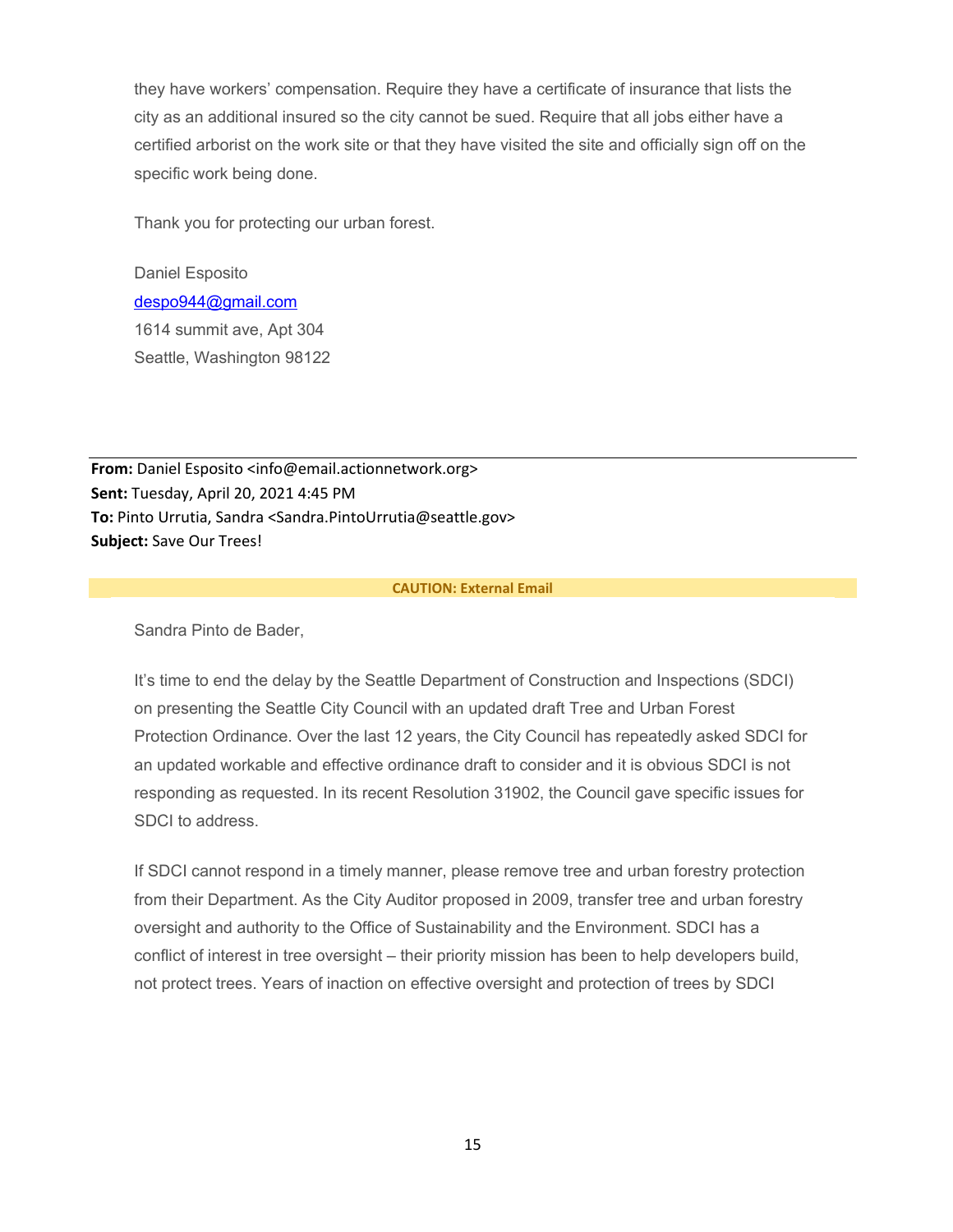they have workers' compensation. Require they have a certificate of insurance that lists the city as an additional insured so the city cannot be sued. Require that all jobs either have a certified arborist on the work site or that they have visited the site and officially sign off on the specific work being done.

Thank you for protecting our urban forest.

Daniel Esposito  
despo944@gmail.com  
1614 summit ave, Apt 304  
Seattle, Washington 98122

---

**From:** Daniel Esposito <info@email.actionnetwork.org>  
**Sent:** Tuesday, April 20, 2021 4:45 PM  
**To:** Pinto Urrutia, Sandra <Sandra.PintoUrrutia@seattle.gov>  
**Subject:** Save Our Trees!

**CAUTION: External Email**

Sandra Pinto de Bader,

It's time to end the delay by the Seattle Department of Construction and Inspections (SDCI) on presenting the Seattle City Council with an updated draft Tree and Urban Forest Protection Ordinance. Over the last 12 years, the City Council has repeatedly asked SDCI for an updated workable and effective ordinance draft to consider and it is obvious SDCI is not responding as requested. In its recent Resolution 31902, the Council gave specific issues for SDCI to address.

If SDCI cannot respond in a timely manner, please remove tree and urban forestry protection from their Department. As the City Auditor proposed in 2009, transfer tree and urban forestry oversight and authority to the Office of Sustainability and the Environment. SDCI has a conflict of interest in tree oversight – their priority mission has been to help developers build, not protect trees. Years of inaction on effective oversight and protection of trees by SDCI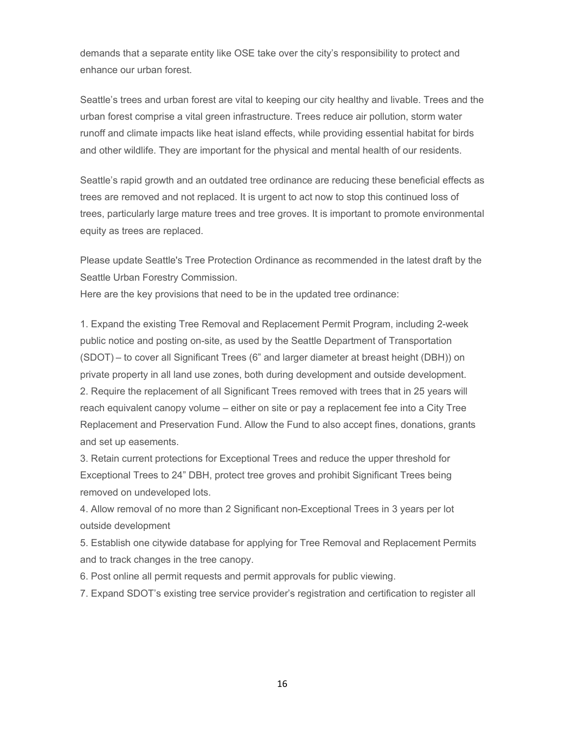demands that a separate entity like OSE take over the city's responsibility to protect and enhance our urban forest.

Seattle's trees and urban forest are vital to keeping our city healthy and livable. Trees and the urban forest comprise a vital green infrastructure. Trees reduce air pollution, storm water runoff and climate impacts like heat island effects, while providing essential habitat for birds and other wildlife. They are important for the physical and mental health of our residents.

Seattle's rapid growth and an outdated tree ordinance are reducing these beneficial effects as trees are removed and not replaced. It is urgent to act now to stop this continued loss of trees, particularly large mature trees and tree groves. It is important to promote environmental equity as trees are replaced.

Please update Seattle's Tree Protection Ordinance as recommended in the latest draft by the Seattle Urban Forestry Commission.
Here are the key provisions that need to be in the updated tree ordinance:

1. Expand the existing Tree Removal and Replacement Permit Program, including 2-week public notice and posting on-site, as used by the Seattle Department of Transportation (SDOT) – to cover all Significant Trees (6" and larger diameter at breast height (DBH)) on private property in all land use zones, both during development and outside development.
2. Require the replacement of all Significant Trees removed with trees that in 25 years will reach equivalent canopy volume – either on site or pay a replacement fee into a City Tree Replacement and Preservation Fund. Allow the Fund to also accept fines, donations, grants and set up easements.
3. Retain current protections for Exceptional Trees and reduce the upper threshold for Exceptional Trees to 24" DBH, protect tree groves and prohibit Significant Trees being removed on undeveloped lots.
4. Allow removal of no more than 2 Significant non-Exceptional Trees in 3 years per lot outside development
5. Establish one citywide database for applying for Tree Removal and Replacement Permits and to track changes in the tree canopy.
6. Post online all permit requests and permit approvals for public viewing.
7. Expand SDOT's existing tree service provider's registration and certification to register all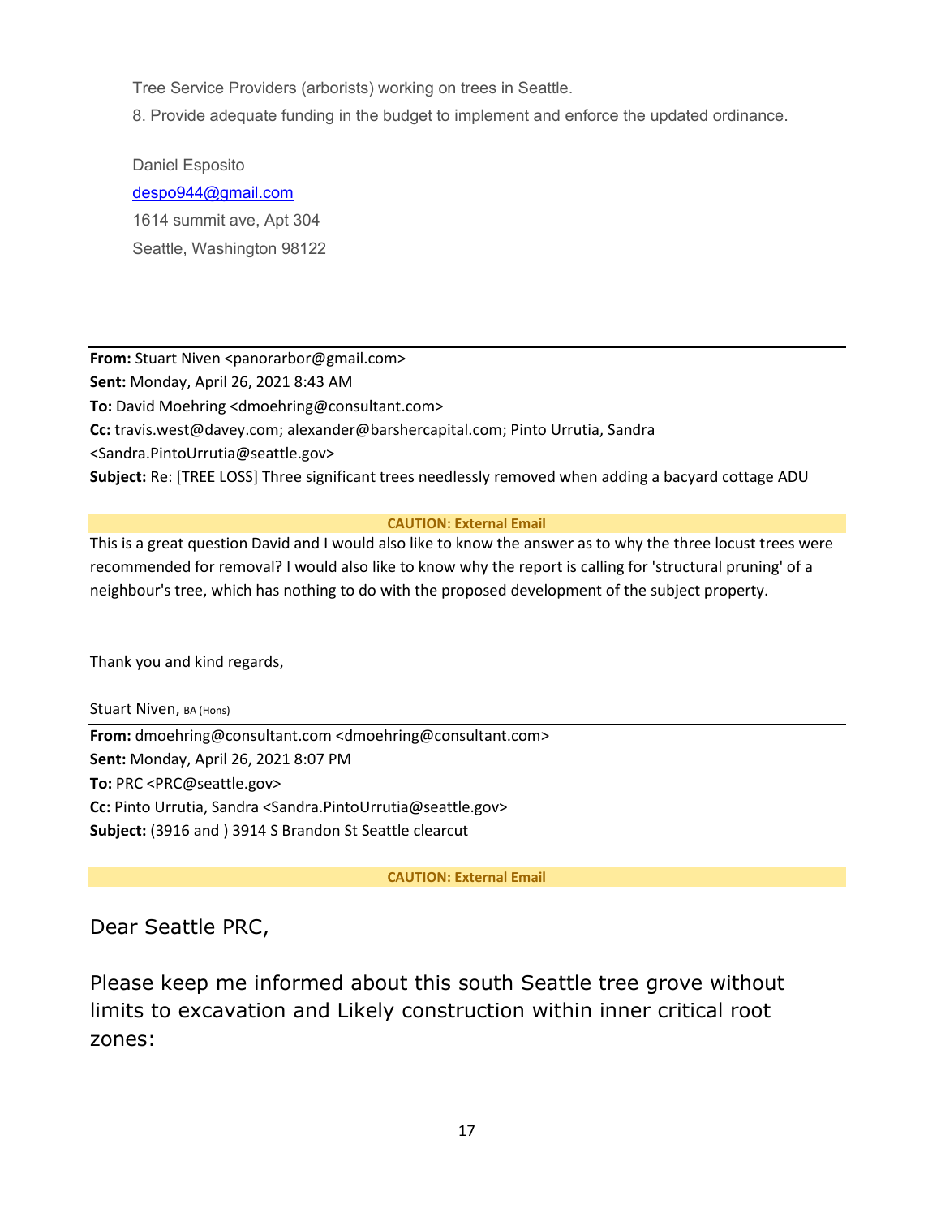Tree Service Providers (arborists) working on trees in Seattle.

8. Provide adequate funding in the budget to implement and enforce the updated ordinance.

Daniel Esposito
despo944@gmail.com
1614 summit ave, Apt 304
Seattle, Washington 98122

---

**From:** Stuart Niven <panorarbor@gmail.com>
**Sent:** Monday, April 26, 2021 8:43 AM
**To:** David Moehring <dmoehring@consultant.com>
**Cc:** travis.west@davey.com; alexander@barshercapital.com; Pinto Urrutia, Sandra <Sandra.PintoUrrutia@seattle.gov>
**Subject:** Re: [TREE LOSS] Three significant trees needlessly removed when adding a bacyard cottage ADU

**CAUTION: External Email**

This is a great question David and I would also like to know the answer as to why the three locust trees were recommended for removal? I would also like to know why the report is calling for 'structural pruning' of a neighbour's tree, which has nothing to do with the proposed development of the subject property.

Thank you and kind regards,

Stuart Niven, BA (Hons)

---

**From:** dmoehring@consultant.com <dmoehring@consultant.com>
**Sent:** Monday, April 26, 2021 8:07 PM
**To:** PRC <PRC@seattle.gov>
**Cc:** Pinto Urrutia, Sandra <Sandra.PintoUrrutia@seattle.gov>
**Subject:** (3916 and ) 3914 S Brandon St Seattle clearcut

**CAUTION: External Email**

Dear Seattle PRC,

Please keep me informed about this south Seattle tree grove without limits to excavation and Likely construction within inner critical root zones: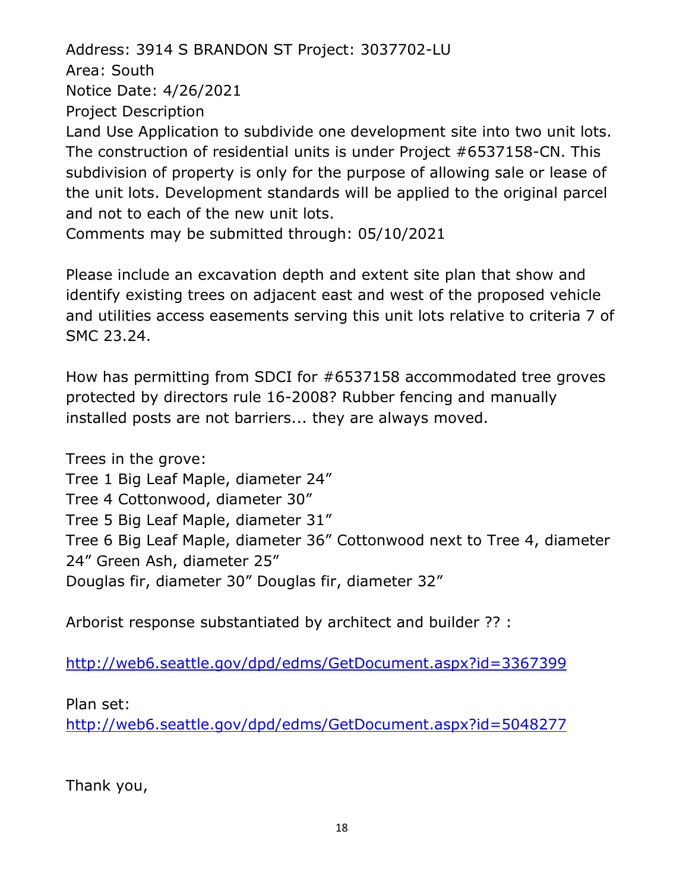Address: 3914 S BRANDON ST Project: 3037702-LU
Area: South
Notice Date: 4/26/2021
Project Description
Land Use Application to subdivide one development site into two unit lots. The construction of residential units is under Project #6537158-CN. This subdivision of property is only for the purpose of allowing sale or lease of the unit lots. Development standards will be applied to the original parcel and not to each of the new unit lots.
Comments may be submitted through: 05/10/2021

Please include an excavation depth and extent site plan that show and identify existing trees on adjacent east and west of the proposed vehicle and utilities access easements serving this unit lots relative to criteria 7 of SMC 23.24.

How has permitting from SDCI for #6537158 accommodated tree groves protected by directors rule 16-2008? Rubber fencing and manually installed posts are not barriers... they are always moved.

Trees in the grove:
Tree 1 Big Leaf Maple, diameter 24"
Tree 4 Cottonwood, diameter 30"
Tree 5 Big Leaf Maple, diameter 31"
Tree 6 Big Leaf Maple, diameter 36" Cottonwood next to Tree 4, diameter 24" Green Ash, diameter 25"
Douglas fir, diameter 30" Douglas fir, diameter 32"

Arborist response substantiated by architect and builder ?? :

http://web6.seattle.gov/dpd/edms/GetDocument.aspx?id=3367399

Plan set:
http://web6.seattle.gov/dpd/edms/GetDocument.aspx?id=5048277

Thank you,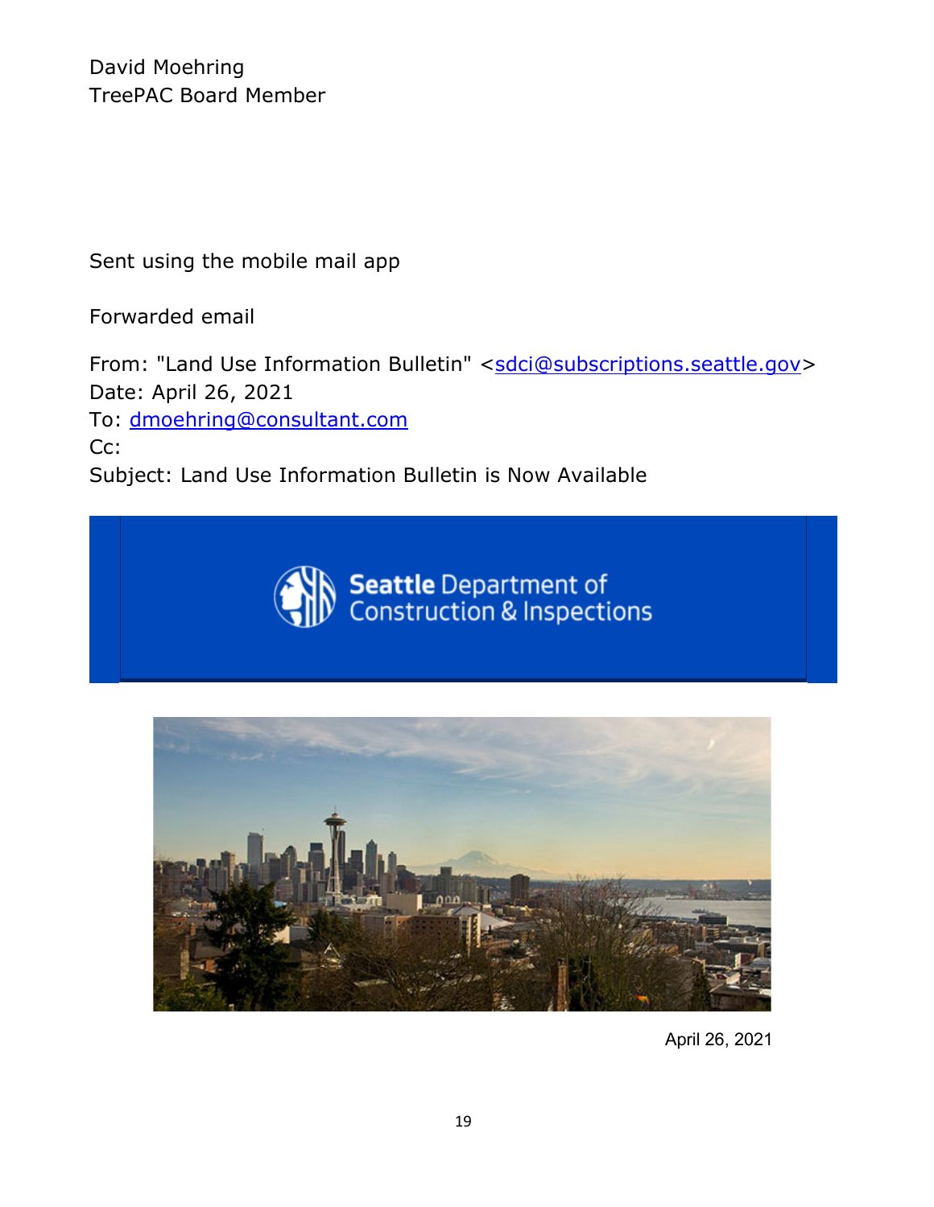David Moehring
TreePAC Board Member

Sent using the mobile mail app

Forwarded email

From: "Land Use Information Bulletin" <sdci@subscriptions.seattle.gov>
Date: April 26, 2021
To: dmoehring@consultant.com
Cc:
Subject: Land Use Information Bulletin is Now Available

Seattle Department of Construction & Inspections

April 26, 2021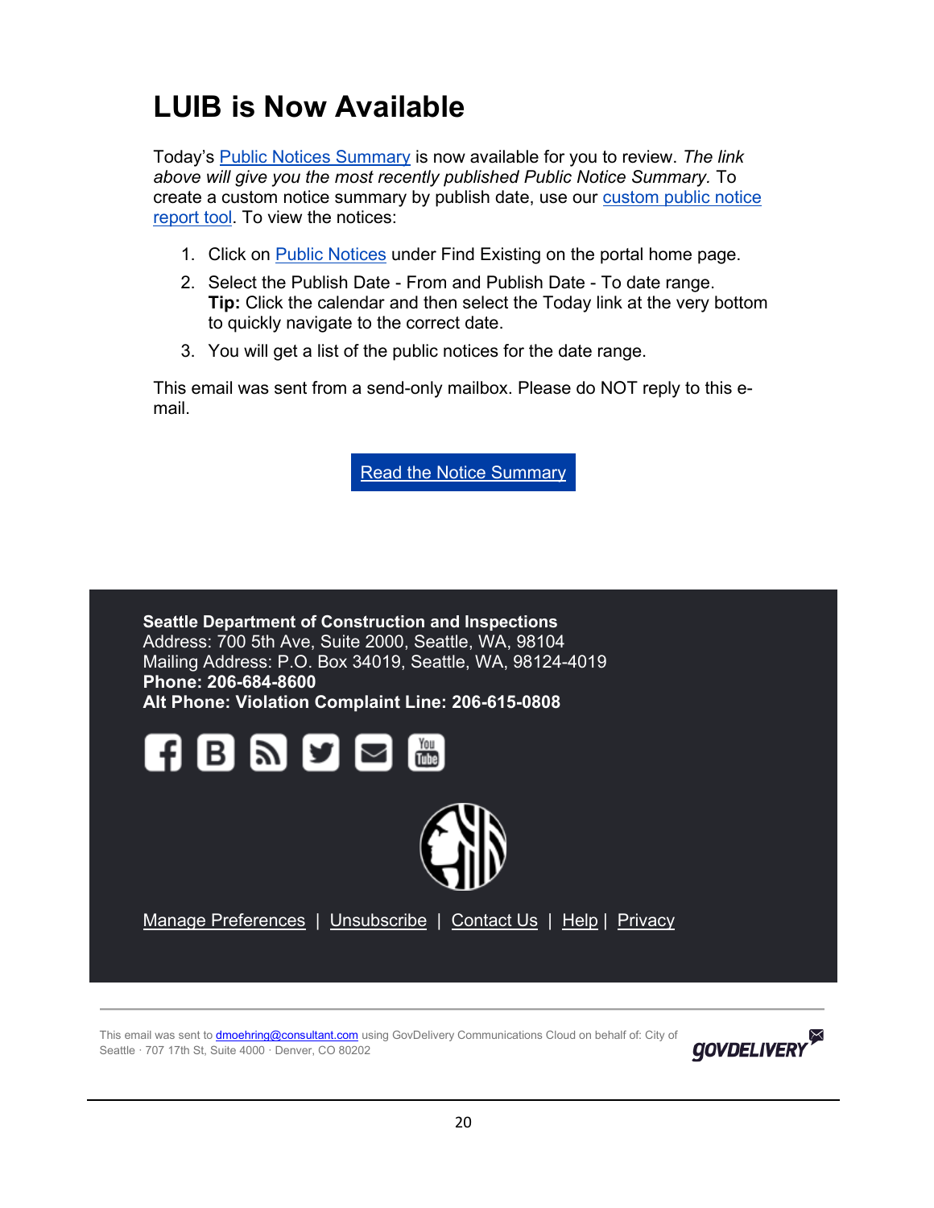# LUIB is Now Available

Today's Public Notices Summary is now available for you to review. *The link above will give you the most recently published Public Notice Summary.* To create a custom notice summary by publish date, use our custom public notice report tool. To view the notices:

1. Click on Public Notices under Find Existing on the portal home page.
2. Select the Publish Date - From and Publish Date - To date range.
   **Tip:** Click the calendar and then select the Today link at the very bottom to quickly navigate to the correct date.
3. You will get a list of the public notices for the date range.

This email was sent from a send-only mailbox. Please do NOT reply to this e-mail.

Read the Notice Summary

**Seattle Department of Construction and Inspections**
Address: 700 5th Ave, Suite 2000, Seattle, WA, 98104
Mailing Address: P.O. Box 34019, Seattle, WA, 98124-4019
**Phone: 206-684-8600**
**Alt Phone: Violation Complaint Line: 206-615-0808**

Manage Preferences | Unsubscribe | Contact Us | Help | Privacy

This email was sent to dmoehring@consultant.com using GovDelivery Communications Cloud on behalf of: City of Seattle · 707 17th St, Suite 4000 · Denver, CO 80202

GOVDELIVERY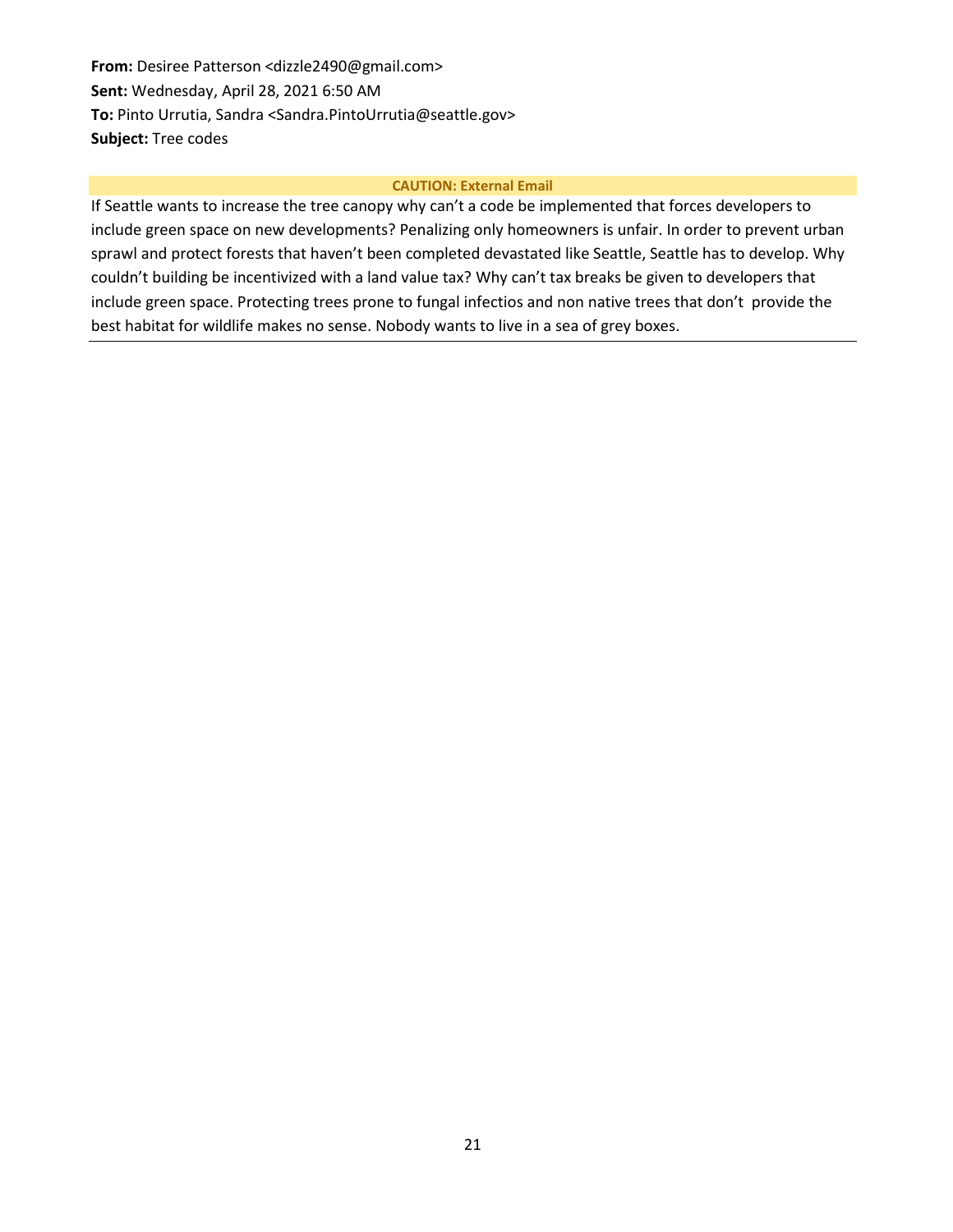**From:** Desiree Patterson <dizzle2490@gmail.com>
**Sent:** Wednesday, April 28, 2021 6:50 AM
**To:** Pinto Urrutia, Sandra <Sandra.PintoUrrutia@seattle.gov>
**Subject:** Tree codes

**CAUTION: External Email**

If Seattle wants to increase the tree canopy why can't a code be implemented that forces developers to include green space on new developments? Penalizing only homeowners is unfair. In order to prevent urban sprawl and protect forests that haven't been completed devastated like Seattle, Seattle has to develop. Why couldn't building be incentivized with a land value tax? Why can't tax breaks be given to developers that include green space. Protecting trees prone to fungal infectios and non native trees that don't provide the best habitat for wildlife makes no sense. Nobody wants to live in a sea of grey boxes.